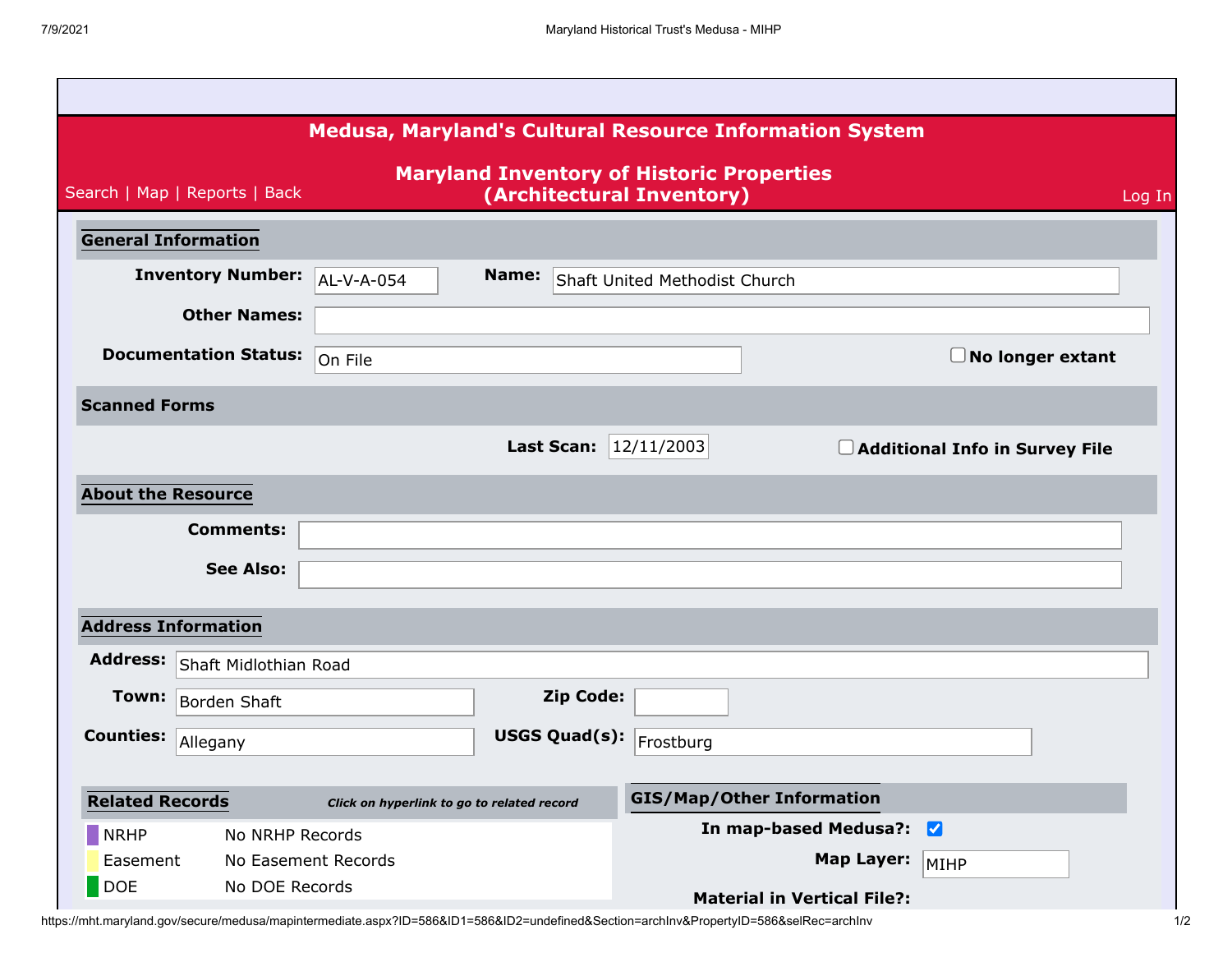# Medusa, Maryland's Cultural Resource Information System

## Maryland Inventory of Historic Properties (Architectural Inventory)

Search | Map | Reports | Back

Log In

### General Information

**Inventory Number:** AL-V-A-054

**Name:** Shaft United Methodist Church

**Other Names:**

**Documentation Status:** On File

☐ **No longer extant**

### Scanned Forms

**Last Scan:** 12/11/2003

☐ **Additional Info in Survey File**

### About the Resource

**Comments:**

**See Also:**

### Address Information

**Address:** Shaft Midlothian Road

**Town:** Borden Shaft

**Zip Code:**

**Counties:** Allegany

**USGS Quad(s):** Frostburg

### Related Records

*Click on hyperlink to go to related record*

| | |
|---|---|
| NRHP | No NRHP Records |
| Easement | No Easement Records |
| DOE | No DOE Records |

### GIS/Map/Other Information

**In map-based Medusa?:** ☑

**Map Layer:** MIHP

**Material in Vertical File?:**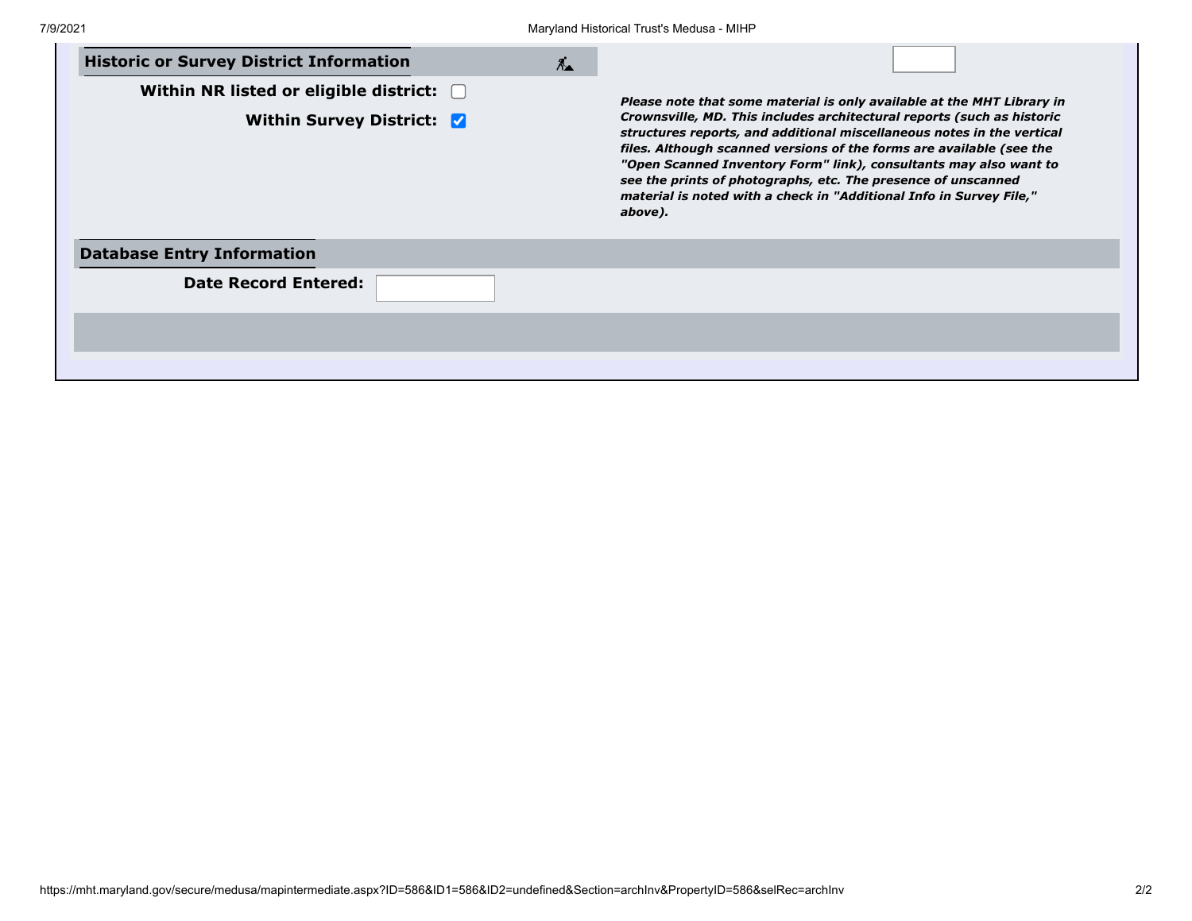## Historic or Survey District Information

**Within NR listed or eligible district:** ☐

**Within Survey District:** ☑

***Please note that some material is only available at the MHT Library in Crownsville, MD. This includes architectural reports (such as historic structures reports, and additional miscellaneous notes in the vertical files. Although scanned versions of the forms are available (see the "Open Scanned Inventory Form" link), consultants may also want to see the prints of photographs, etc. The presence of unscanned material is noted with a check in "Additional Info in Survey File," above).***

## Database Entry Information

**Date Record Entered:**